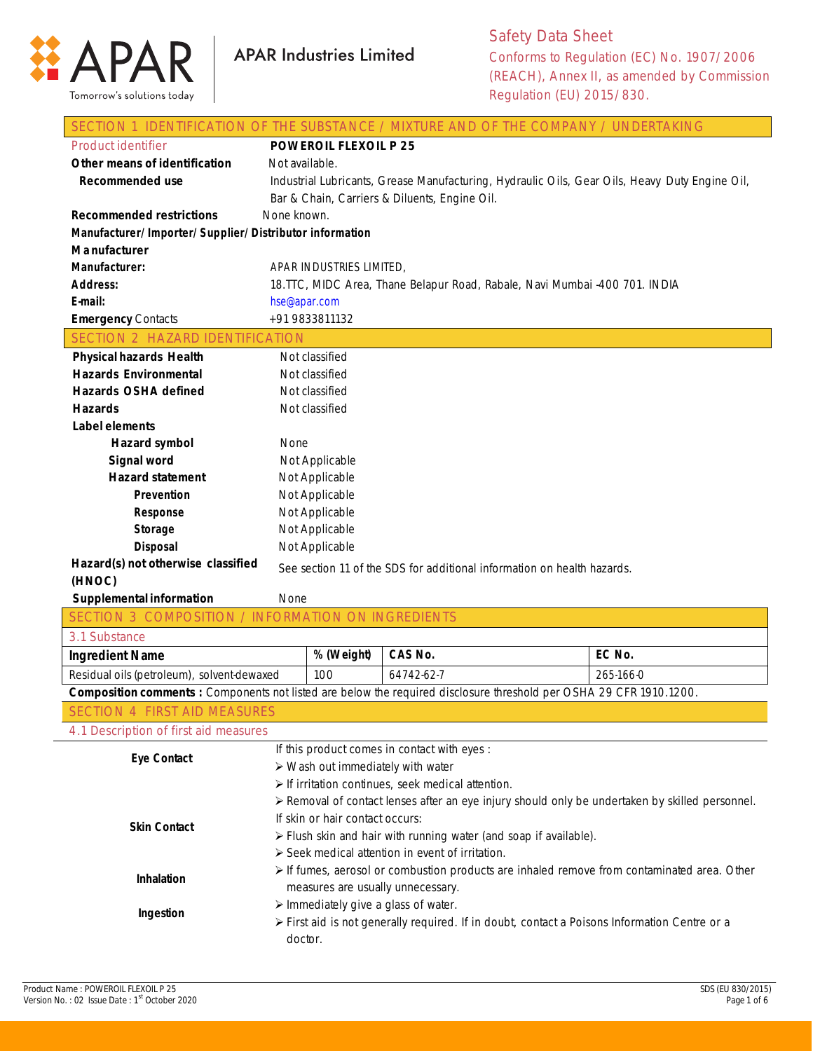APAR

Tomorrow's solutions today

APAR Industries Limited

Safety Data Sheet

Conforms to Regulation (EC) No. 1907/2006 (REACH), Annex II, as amended by Commission Regulation (EU) 2015/830.

## SECTION 1 IDENTIFICATION OF THE SUBSTANCE / MIXTURE AND OF THE COMPANY / UNDERTAKING

| | |
|---|---|
| Product identifier | **POWEROIL FLEXOIL P 25** |
| **Other means of identification** | Not available. |
| **Recommended use** | Industrial Lubricants, Grease Manufacturing, Hydraulic Oils, Gear Oils, Heavy Duty Engine Oil, Bar & Chain, Carriers & Diluents, Engine Oil. |
| **Recommended restrictions** | None known. |

**Manufacturer/Importer/Supplier/Distributor information**

**Manufacturer**

| | |
|---|---|
| **Manufacturer:** | APAR INDUSTRIES LIMITED, |
| **Address:** | 18.TTC, MIDC Area, Thane Belapur Road, Rabale, Navi Mumbai -400 701. INDIA |
| **E-mail:** | hse@apar.com |
| **Emergency** Contacts | +91 9833811132 |

## SECTION 2 HAZARD IDENTIFICATION

| | |
|---|---|
| **Physical hazards Health** | Not classified |
| **Hazards Environmental** | Not classified |
| **Hazards OSHA defined** | Not classified |
| **Hazards** | Not classified |

**Label elements**

| | |
|---|---|
| **Hazard symbol** | None |
| **Signal word** | Not Applicable |
| **Hazard statement** | Not Applicable |
| **Prevention** | Not Applicable |
| **Response** | Not Applicable |
| **Storage** | Not Applicable |
| **Disposal** | Not Applicable |
| **Hazard(s) not otherwise classified (HNOC)** | See section 11 of the SDS for additional information on health hazards. |
| **Supplemental information** | None |

## SECTION 3 COMPOSITION / INFORMATION ON INGREDIENTS

### 3.1 Substance

| Ingredient Name | % (Weight) | CAS No. | EC No. |
|---|---|---|---|
| Residual oils (petroleum), solvent-dewaxed | 100 | 64742-62-7 | 265-166-0 |

**Composition comments :** Components not listed are below the required disclosure threshold per OSHA 29 CFR 1910.1200.

## SECTION 4 FIRST AID MEASURES

### 4.1 Description of first aid measures

**Eye Contact**

If this product comes in contact with eyes :
- Wash out immediately with water
- If irritation continues, seek medical attention.
- Removal of contact lenses after an eye injury should only be undertaken by skilled personnel.

**Skin Contact**

If skin or hair contact occurs:
- Flush skin and hair with running water (and soap if available).
- Seek medical attention in event of irritation.

**Inhalation**

- If fumes, aerosol or combustion products are inhaled remove from contaminated area. Other measures are usually unnecessary.

**Ingestion**

- Immediately give a glass of water.
- First aid is not generally required. If in doubt, contact a Poisons Information Centre or a doctor.

Product Name : POWEROIL FLEXOIL P 25
Version No. : 02 Issue Date : 1st October 2020
SDS (EU 830/2015)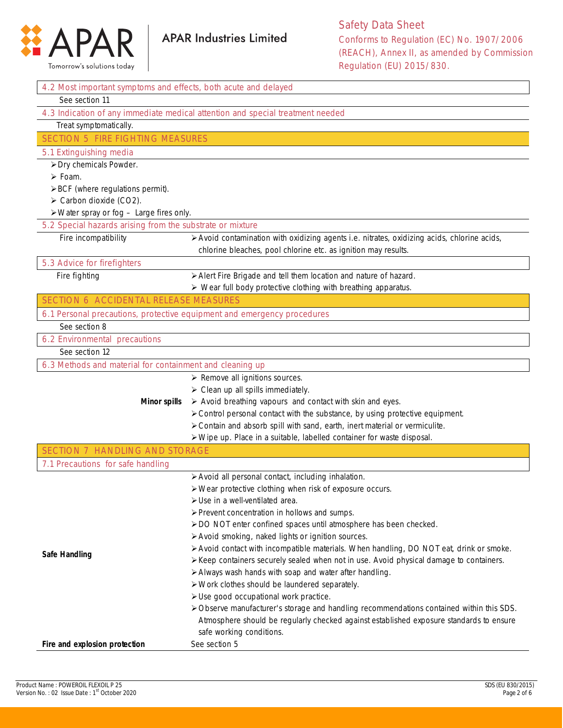#### 4.2 Most important symptoms and effects, both acute and delayed

See section 11

#### 4.3 Indication of any immediate medical attention and special treatment needed

Treat symptomatically.

## SECTION 5 FIRE FIGHTING MEASURES

### 5.1 Extinguishing media

- Dry chemicals Powder.
- Foam.
- BCF (where regulations permit).
- Carbon dioxide ($CO_2$).
- Water spray or fog – Large fires only.

### 5.2 Special hazards arising from the substrate or mixture

| | |
|---|---|
| Fire incompatibility | ➢ Avoid contamination with oxidizing agents i.e. nitrates, oxidizing acids, chlorine acids, chlorine bleaches, pool chlorine etc. as ignition may results. |

### 5.3 Advice for firefighters

| | |
|---|---|
| Fire fighting | ➢ Alert Fire Brigade and tell them location and nature of hazard.<br>➢ Wear full body protective clothing with breathing apparatus. |

## SECTION 6 ACCIDENTAL RELEASE MEASURES

### 6.1 Personal precautions, protective equipment and emergency procedures

See section 8

### 6.2 Environmental precautions

See section 12

### 6.3 Methods and material for containment and cleaning up

| | |
|---|---|
| **Minor spills** | ➢ Remove all ignitions sources.<br>➢ Clean up all spills immediately.<br>➢ Avoid breathing vapours and contact with skin and eyes.<br>➢ Control personal contact with the substance, by using protective equipment.<br>➢ Contain and absorb spill with sand, earth, inert material or vermiculite.<br>➢ Wipe up. Place in a suitable, labelled container for waste disposal. |

## SECTION 7 HANDLING AND STORAGE

### 7.1 Precautions for safe handling

| | |
|---|---|
| **Safe Handling** | ➢ Avoid all personal contact, including inhalation.<br>➢ Wear protective clothing when risk of exposure occurs.<br>➢ Use in a well-ventilated area.<br>➢ Prevent concentration in hollows and sumps.<br>➢ DO NOT enter confined spaces until atmosphere has been checked.<br>➢ Avoid smoking, naked lights or ignition sources.<br>➢ Avoid contact with incompatible materials. When handling, DO NOT eat, drink or smoke.<br>➢ Keep containers securely sealed when not in use. Avoid physical damage to containers.<br>➢ Always wash hands with soap and water after handling.<br>➢ Work clothes should be laundered separately.<br>➢ Use good occupational work practice.<br>➢ Observe manufacturer's storage and handling recommendations contained within this SDS. Atmosphere should be regularly checked against established exposure standards to ensure safe working conditions. |
| **Fire and explosion protection** | See section 5 |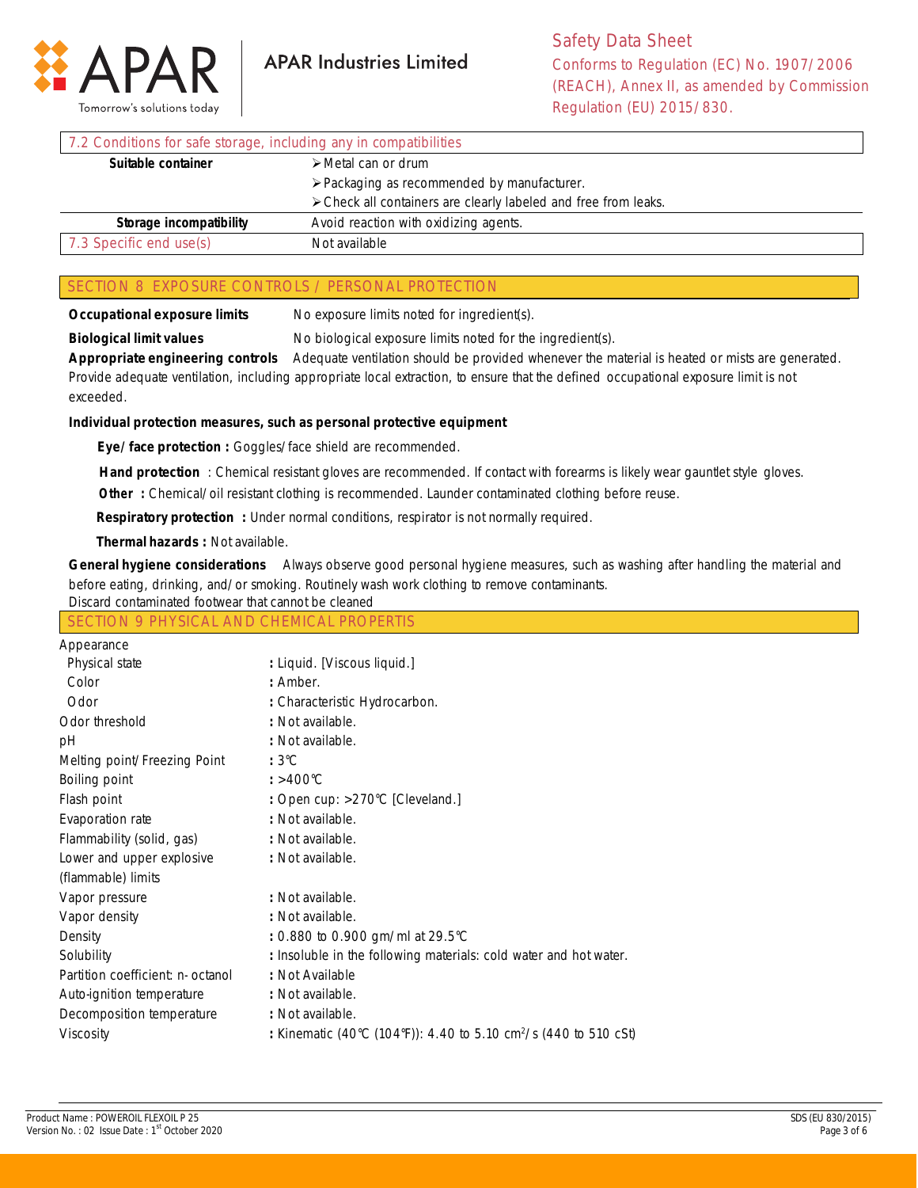| 7.2 Conditions for safe storage, including any in compatibilities | |
|---|---|
| **Suitable container** | ➢ Metal can or drum<br>➢ Packaging as recommended by manufacturer.<br>➢ Check all containers are clearly labeled and free from leaks. |
| **Storage incompatibility** | Avoid reaction with oxidizing agents. |
| 7.3 Specific end use(s) | Not available |

## SECTION 8 EXPOSURE CONTROLS / PERSONAL PROTECTION

**Occupational exposure limits** No exposure limits noted for ingredient(s).

**Biological limit values** No biological exposure limits noted for the ingredient(s).

**Appropriate engineering controls** Adequate ventilation should be provided whenever the material is heated or mists are generated. Provide adequate ventilation, including appropriate local extraction, to ensure that the defined occupational exposure limit is not exceeded.

**Individual protection measures, such as personal protective equipment**

**Eye/ face protection :** Goggles/face shield are recommended.

**Hand protection** : Chemical resistant gloves are recommended. If contact with forearms is likely wear gauntlet style gloves.

**Other :** Chemical/oil resistant clothing is recommended. Launder contaminated clothing before reuse.

**Respiratory protection :** Under normal conditions, respirator is not normally required.

**Thermal hazards :** Not available.

**General hygiene considerations** Always observe good personal hygiene measures, such as washing after handling the material and before eating, drinking, and/or smoking. Routinely wash work clothing to remove contaminants.
Discard contaminated footwear that cannot be cleaned

## SECTION 9 PHYSICAL AND CHEMICAL PROPERTIS

| Property | Value |
|---|---|
| Appearance | |
| Physical state | : Liquid. [Viscous liquid.] |
| Color | : Amber. |
| Odor | : Characteristic Hydrocarbon. |
| Odor threshold | : Not available. |
| pH | : Not available. |
| Melting point/ Freezing Point | : 3℃ |
| Boiling point | : >400℃ |
| Flash point | : Open cup: >270℃ [Cleveland.] |
| Evaporation rate | : Not available. |
| Flammability (solid, gas) | : Not available. |
| Lower and upper explosive (flammable) limits | : Not available. |
| Vapor pressure | : Not available. |
| Vapor density | : Not available. |
| Density | : 0.880 to 0.900 gm/ml at 29.5℃ |
| Solubility | : Insoluble in the following materials: cold water and hot water. |
| Partition coefficient: n- octanol | : Not Available |
| Auto-ignition temperature | : Not available. |
| Decomposition temperature | : Not available. |
| Viscosity | : Kinematic (40℃ (104℉)): 4.40 to 5.10 $cm^2/s$ (440 to 510 cSt) |

Product Name : POWEROIL FLEXOIL P 25
Version No. : 02 Issue Date : 1st October 2020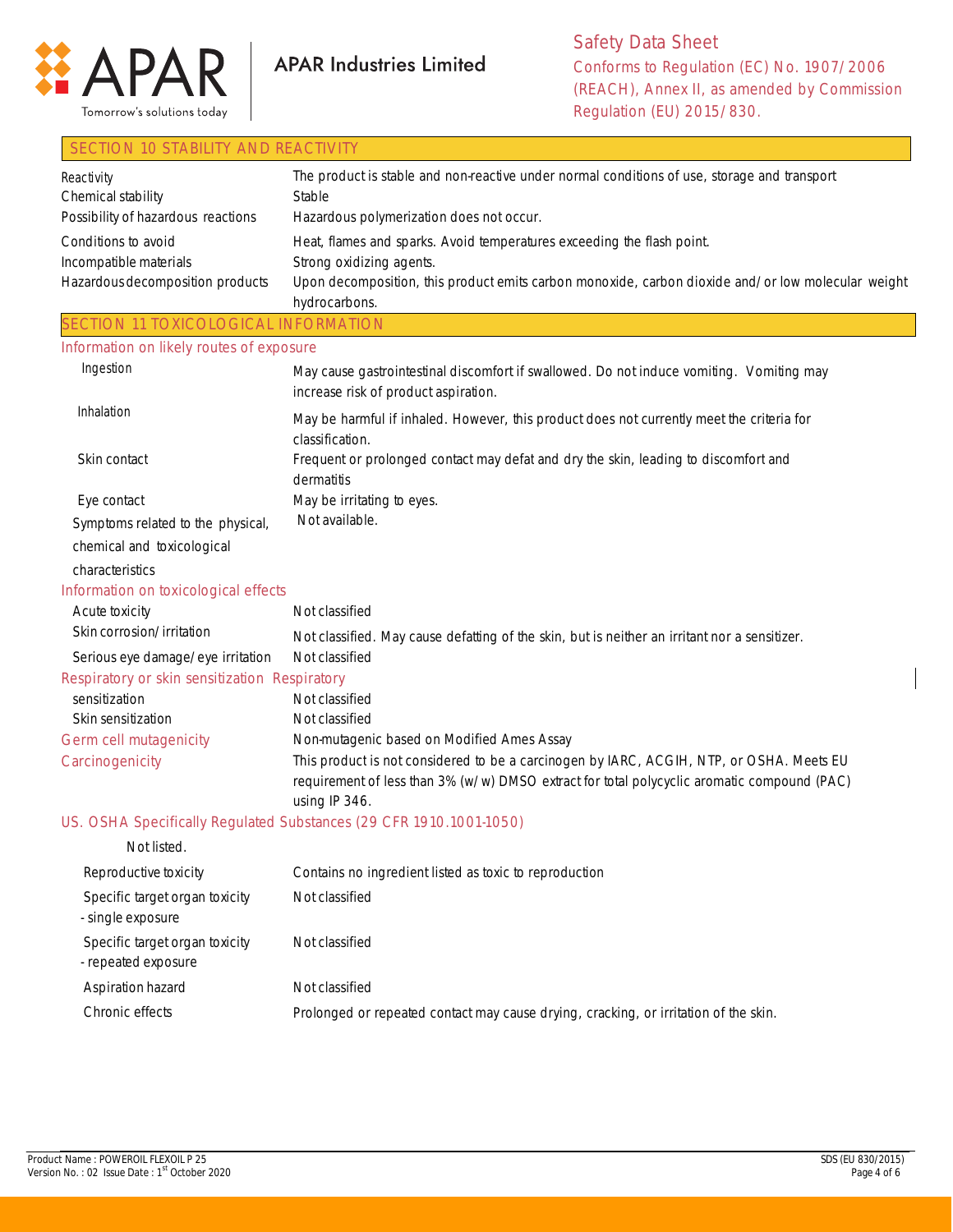## SECTION 10 STABILITY AND REACTIVITY

| | |
|---|---|
| Reactivity | The product is stable and non-reactive under normal conditions of use, storage and transport |
| Chemical stability | Stable |
| Possibility of hazardous reactions | Hazardous polymerization does not occur. |
| Conditions to avoid | Heat, flames and sparks. Avoid temperatures exceeding the flash point. |
| Incompatible materials | Strong oxidizing agents. |
| Hazardous decomposition products | Upon decomposition, this product emits carbon monoxide, carbon dioxide and/or low molecular weight hydrocarbons. |

## SECTION 11 TOXICOLOGICAL INFORMATION

### Information on likely routes of exposure

| | |
|---|---|
| Ingestion | May cause gastrointestinal discomfort if swallowed. Do not induce vomiting. Vomiting may increase risk of product aspiration. |
| Inhalation | May be harmful if inhaled. However, this product does not currently meet the criteria for classification. |
| Skin contact | Frequent or prolonged contact may defat and dry the skin, leading to discomfort and dermatitis |
| Eye contact | May be irritating to eyes. |
| Symptoms related to the physical, chemical and toxicological characteristics | Not available. |

### Information on toxicological effects

| | |
|---|---|
| Acute toxicity | Not classified |
| Skin corrosion/irritation | Not classified. May cause defatting of the skin, but is neither an irritant nor a sensitizer. |
| Serious eye damage/eye irritation | Not classified |

### Respiratory or skin sensitization Respiratory

| | |
|---|---|
| sensitization | Not classified |
| Skin sensitization | Not classified |
| Germ cell mutagenicity | Non-mutagenic based on Modified Ames Assay |
| Carcinogenicity | This product is not considered to be a carcinogen by IARC, ACGIH, NTP, or OSHA. Meets EU requirement of less than 3% (w/w) DMSO extract for total polycyclic aromatic compound (PAC) using IP 346. |

### US. OSHA Specifically Regulated Substances (29 CFR 1910.1001-1050)

Not listed.

| | |
|---|---|
| Reproductive toxicity | Contains no ingredient listed as toxic to reproduction |
| Specific target organ toxicity - single exposure | Not classified |
| Specific target organ toxicity - repeated exposure | Not classified |
| Aspiration hazard | Not classified |
| Chronic effects | Prolonged or repeated contact may cause drying, cracking, or irritation of the skin. |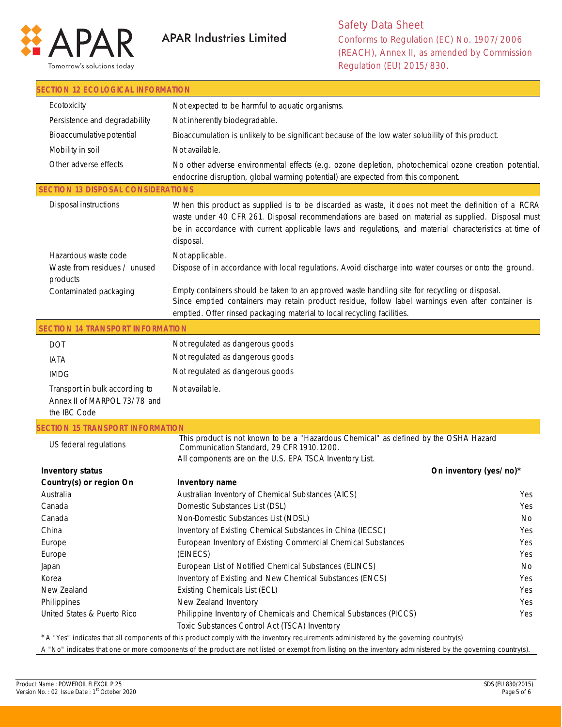## SECTION 12 ECOLOGICAL INFORMATION

| | |
|---|---|
| Ecotoxicity | Not expected to be harmful to aquatic organisms. |
| Persistence and degradability | Not inherently biodegradable. |
| Bioaccumulative potential | Bioaccumulation is unlikely to be significant because of the low water solubility of this product. |
| Mobility in soil | Not available. |
| Other adverse effects | No other adverse environmental effects (e.g. ozone depletion, photochemical ozone creation potential, endocrine disruption, global warming potential) are expected from this component. |

## SECTION 13 DISPOSAL CONSIDERATIONS

| | |
|---|---|
| Disposal instructions | When this product as supplied is to be discarded as waste, it does not meet the definition of a RCRA waste under 40 CFR 261. Disposal recommendations are based on material as supplied. Disposal must be in accordance with current applicable laws and regulations, and material characteristics at time of disposal. |
| Hazardous waste code | Not applicable. |
| Waste from residues / unused products | Dispose of in accordance with local regulations. Avoid discharge into water courses or onto the ground. |
| Contaminated packaging | Empty containers should be taken to an approved waste handling site for recycling or disposal. Since emptied containers may retain product residue, follow label warnings even after container is emptied. Offer rinsed packaging material to local recycling facilities. |

## SECTION 14 TRANSPORT INFORMATION

| | |
|---|---|
| DOT | Not regulated as dangerous goods |
| IATA | Not regulated as dangerous goods |
| IMDG | Not regulated as dangerous goods |
| Transport in bulk according to Annex II of MARPOL 73/78 and the IBC Code | Not available. |

## SECTION 15 TRANSPORT INFORMATION

| | |
|---|---|
| US federal regulations | This product is not known to be a "Hazardous Chemical" as defined by the OSHA Hazard Communication Standard, 29 CFR 1910.1200. All components are on the U.S. EPA TSCA Inventory List. |

**Inventory status**

| Country(s) or region On | Inventory name | On inventory (yes/no)* |
|---|---|---|
| Australia | Australian Inventory of Chemical Substances (AICS) | Yes |
| Canada | Domestic Substances List (DSL) | Yes |
| Canada | Non-Domestic Substances List (NDSL) | No |
| China | Inventory of Existing Chemical Substances in China (IECSC) | Yes |
| Europe | European Inventory of Existing Commercial Chemical Substances (EINECS) | Yes |
| Europe | European List of Notified Chemical Substances (ELINCS) | Yes |
| Japan | Inventory of Existing and New Chemical Substances (ENCS) | No |
| Korea | Existing Chemicals List (ECL) | Yes |
| New Zealand | New Zealand Inventory | Yes |
| Philippines | Philippine Inventory of Chemicals and Chemical Substances (PICCS) | Yes |
| United States & Puerto Rico | Toxic Substances Control Act (TSCA) Inventory | Yes |

*A "Yes" indicates that all components of this product comply with the inventory requirements administered by the governing country(s)

A "No" indicates that one or more components of the product are not listed or exempt from listing on the inventory administered by the governing country(s).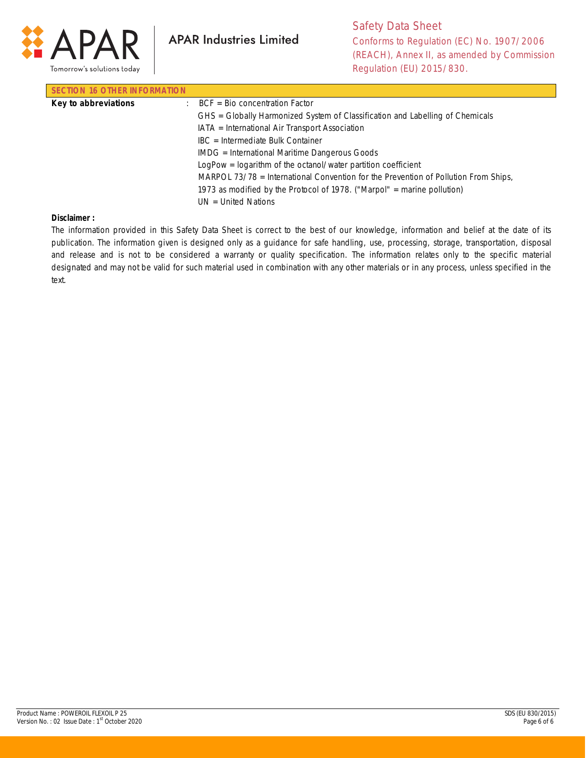## SECTION 16 OTHER INFORMATION

**Key to abbreviations** : BCF = Bio concentration Factor
GHS = Globally Harmonized System of Classification and Labelling of Chemicals
IATA = International Air Transport Association
IBC = Intermediate Bulk Container
IMDG = International Maritime Dangerous Goods
LogPow = logarithm of the octanol/water partition coefficient
MARPOL 73/78 = International Convention for the Prevention of Pollution From Ships, 1973 as modified by the Protocol of 1978. ("Marpol" = marine pollution)
UN = United Nations

**Disclaimer :**

The information provided in this Safety Data Sheet is correct to the best of our knowledge, information and belief at the date of its publication. The information given is designed only as a guidance for safe handling, use, processing, storage, transportation, disposal and release and is not to be considered a warranty or quality specification. The information relates only to the specific material designated and may not be valid for such material used in combination with any other materials or in any process, unless specified in the text.